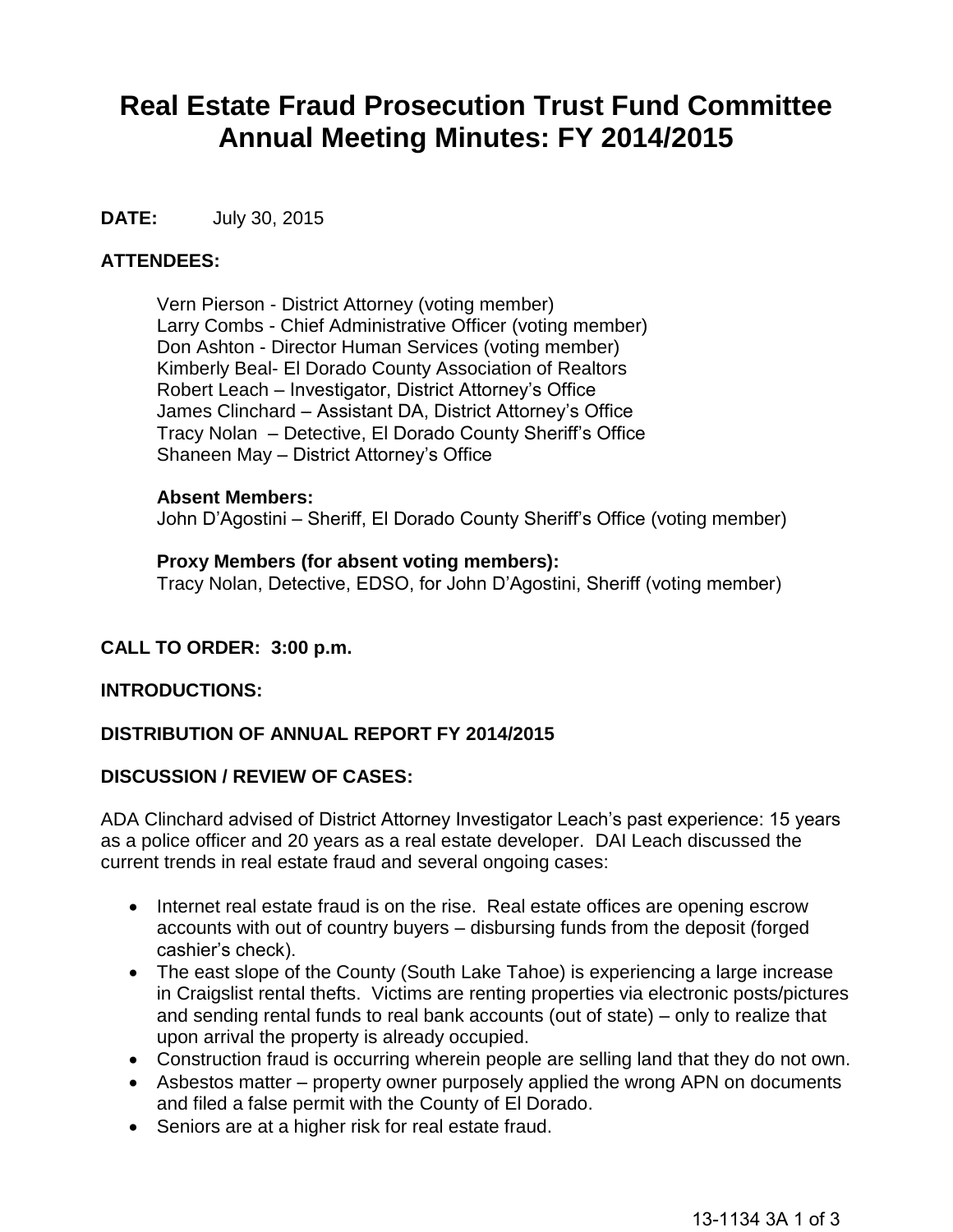# Real Estate Fraud Prosecution Trust Fund Committee Annual Meeting Minutes: FY 2014/2015

**DATE:** July 30, 2015

**ATTENDEES:**

Vern Pierson - District Attorney (voting member)
Larry Combs - Chief Administrative Officer (voting member)
Don Ashton - Director Human Services (voting member)
Kimberly Beal- El Dorado County Association of Realtors
Robert Leach – Investigator, District Attorney's Office
James Clinchard – Assistant DA, District Attorney's Office
Tracy Nolan – Detective, El Dorado County Sheriff's Office
Shaneen May – District Attorney's Office

**Absent Members:**
John D'Agostini – Sheriff, El Dorado County Sheriff's Office (voting member)

**Proxy Members (for absent voting members):**
Tracy Nolan, Detective, EDSO, for John D'Agostini, Sheriff (voting member)

**CALL TO ORDER: 3:00 p.m.**

**INTRODUCTIONS:**

**DISTRIBUTION OF ANNUAL REPORT FY 2014/2015**

**DISCUSSION / REVIEW OF CASES:**

ADA Clinchard advised of District Attorney Investigator Leach's past experience: 15 years as a police officer and 20 years as a real estate developer. DAI Leach discussed the current trends in real estate fraud and several ongoing cases:

- Internet real estate fraud is on the rise. Real estate offices are opening escrow accounts with out of country buyers – disbursing funds from the deposit (forged cashier's check).
- The east slope of the County (South Lake Tahoe) is experiencing a large increase in Craigslist rental thefts. Victims are renting properties via electronic posts/pictures and sending rental funds to real bank accounts (out of state) – only to realize that upon arrival the property is already occupied.
- Construction fraud is occurring wherein people are selling land that they do not own.
- Asbestos matter – property owner purposely applied the wrong APN on documents and filed a false permit with the County of El Dorado.
- Seniors are at a higher risk for real estate fraud.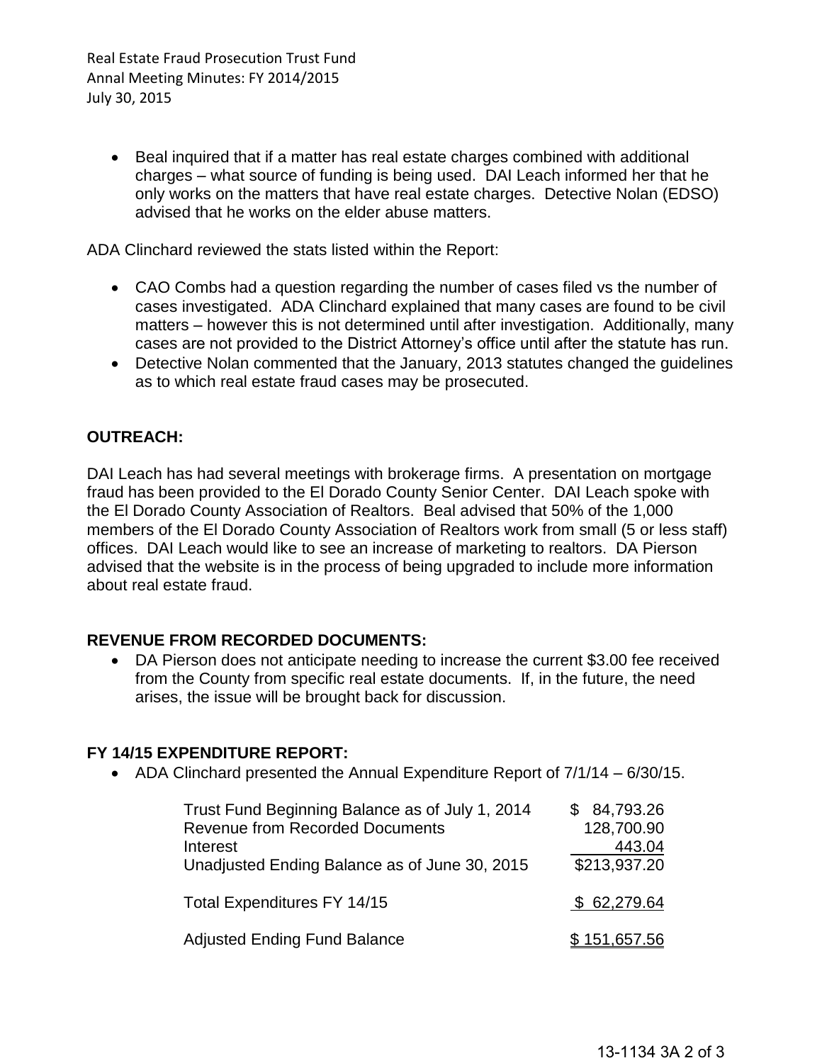- Beal inquired that if a matter has real estate charges combined with additional charges – what source of funding is being used. DAI Leach informed her that he only works on the matters that have real estate charges. Detective Nolan (EDSO) advised that he works on the elder abuse matters.

ADA Clinchard reviewed the stats listed within the Report:

- CAO Combs had a question regarding the number of cases filed vs the number of cases investigated. ADA Clinchard explained that many cases are found to be civil matters – however this is not determined until after investigation. Additionally, many cases are not provided to the District Attorney's office until after the statute has run.
- Detective Nolan commented that the January, 2013 statutes changed the guidelines as to which real estate fraud cases may be prosecuted.

**OUTREACH:**

DAI Leach has had several meetings with brokerage firms. A presentation on mortgage fraud has been provided to the El Dorado County Senior Center. DAI Leach spoke with the El Dorado County Association of Realtors. Beal advised that 50% of the 1,000 members of the El Dorado County Association of Realtors work from small (5 or less staff) offices. DAI Leach would like to see an increase of marketing to realtors. DA Pierson advised that the website is in the process of being upgraded to include more information about real estate fraud.

**REVENUE FROM RECORDED DOCUMENTS:**

- DA Pierson does not anticipate needing to increase the current $3.00 fee received from the County from specific real estate documents. If, in the future, the need arises, the issue will be brought back for discussion.

**FY 14/15 EXPENDITURE REPORT:**

- ADA Clinchard presented the Annual Expenditure Report of 7/1/14 – 6/30/15.

| | |
|---|---|
| Trust Fund Beginning Balance as of July 1, 2014 | $ 84,793.26 |
| Revenue from Recorded Documents | 128,700.90 |
| Interest | 443.04 |
| Unadjusted Ending Balance as of June 30, 2015 | $213,937.20 |
| Total Expenditures FY 14/15 | $ 62,279.64 |
| Adjusted Ending Fund Balance | $ 151,657.56 |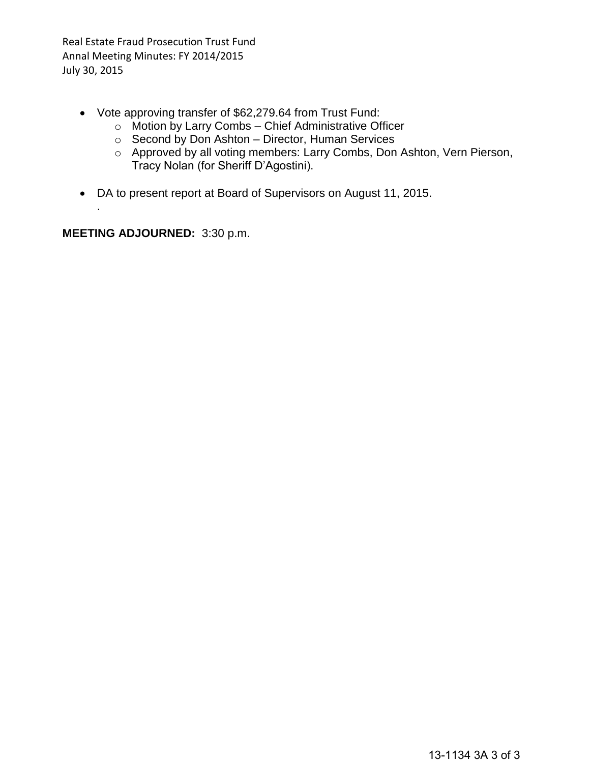- Vote approving transfer of $62,279.64 from Trust Fund:
    - Motion by Larry Combs – Chief Administrative Officer
    - Second by Don Ashton – Director, Human Services
    - Approved by all voting members: Larry Combs, Don Ashton, Vern Pierson, Tracy Nolan (for Sheriff D'Agostini).

- DA to present report at Board of Supervisors on August 11, 2015.
  .

**MEETING ADJOURNED:** 3:30 p.m.